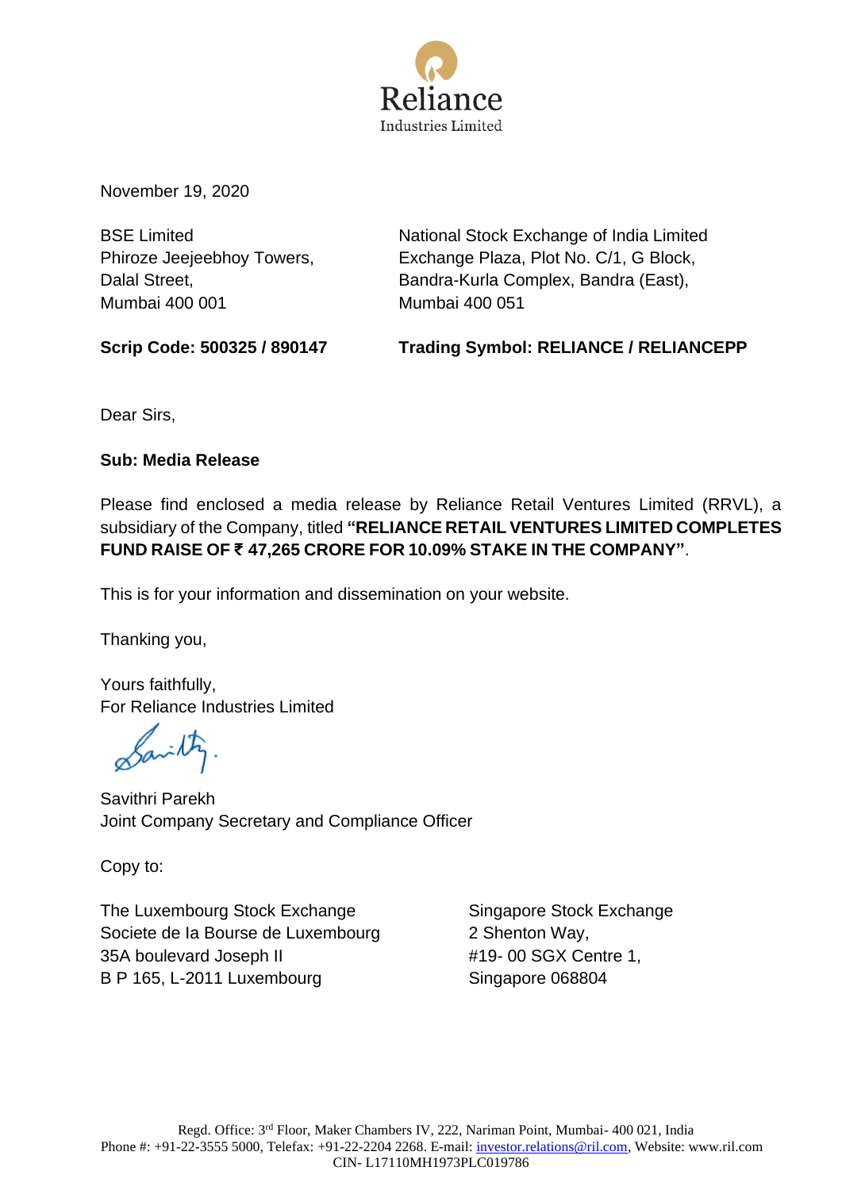Reliance
Industries Limited

November 19, 2020

BSE Limited
Phiroze Jeejeebhoy Towers,
Dalal Street,
Mumbai 400 001

**Scrip Code: 500325 / 890147**

National Stock Exchange of India Limited
Exchange Plaza, Plot No. C/1, G Block,
Bandra-Kurla Complex, Bandra (East),
Mumbai 400 051

**Trading Symbol: RELIANCE / RELIANCEPP**

Dear Sirs,

**Sub: Media Release**

Please find enclosed a media release by Reliance Retail Ventures Limited (RRVL), a subsidiary of the Company, titled **"RELIANCE RETAIL VENTURES LIMITED COMPLETES FUND RAISE OF ₹ 47,265 CRORE FOR 10.09% STAKE IN THE COMPANY"**.

This is for your information and dissemination on your website.

Thanking you,

Yours faithfully,
For Reliance Industries Limited

Savithri Parekh
Joint Company Secretary and Compliance Officer

Copy to:

The Luxembourg Stock Exchange
Societe de la Bourse de Luxembourg
35A boulevard Joseph II
B P 165, L-2011 Luxembourg

Singapore Stock Exchange
2 Shenton Way,
#19- 00 SGX Centre 1,
Singapore 068804

Regd. Office: 3rd Floor, Maker Chambers IV, 222, Nariman Point, Mumbai- 400 021, India
Phone #: +91-22-3555 5000, Telefax: +91-22-2204 2268. E-mail: investor.relations@ril.com, Website: www.ril.com
CIN- L17110MH1973PLC019786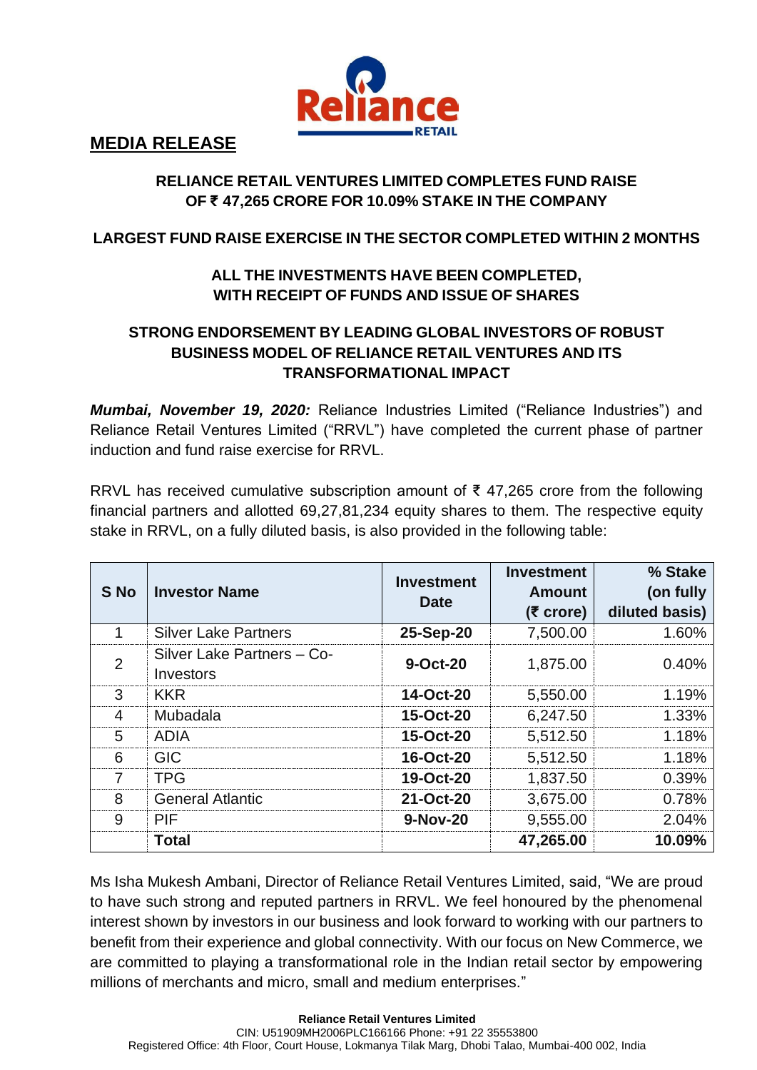## MEDIA RELEASE

### RELIANCE RETAIL VENTURES LIMITED COMPLETES FUND RAISE OF ₹ 47,265 CRORE FOR 10.09% STAKE IN THE COMPANY

### LARGEST FUND RAISE EXERCISE IN THE SECTOR COMPLETED WITHIN 2 MONTHS

### ALL THE INVESTMENTS HAVE BEEN COMPLETED, WITH RECEIPT OF FUNDS AND ISSUE OF SHARES

### STRONG ENDORSEMENT BY LEADING GLOBAL INVESTORS OF ROBUST BUSINESS MODEL OF RELIANCE RETAIL VENTURES AND ITS TRANSFORMATIONAL IMPACT

***Mumbai, November 19, 2020:*** Reliance Industries Limited ("Reliance Industries") and Reliance Retail Ventures Limited ("RRVL") have completed the current phase of partner induction and fund raise exercise for RRVL.

RRVL has received cumulative subscription amount of ₹ 47,265 crore from the following financial partners and allotted 69,27,81,234 equity shares to them. The respective equity stake in RRVL, on a fully diluted basis, is also provided in the following table:

| S No | Investor Name | Investment Date | Investment Amount (₹ crore) | % Stake (on fully diluted basis) |
|---|---|---|---|---|
| 1 | Silver Lake Partners | **25-Sep-20** | 7,500.00 | 1.60% |
| 2 | Silver Lake Partners – Co-Investors | **9-Oct-20** | 1,875.00 | 0.40% |
| 3 | KKR | **14-Oct-20** | 5,550.00 | 1.19% |
| 4 | Mubadala | **15-Oct-20** | 6,247.50 | 1.33% |
| 5 | ADIA | **15-Oct-20** | 5,512.50 | 1.18% |
| 6 | GIC | **16-Oct-20** | 5,512.50 | 1.18% |
| 7 | TPG | **19-Oct-20** | 1,837.50 | 0.39% |
| 8 | General Atlantic | **21-Oct-20** | 3,675.00 | 0.78% |
| 9 | PIF | **9-Nov-20** | 9,555.00 | 2.04% |
| | **Total** | | **47,265.00** | **10.09%** |

Ms Isha Mukesh Ambani, Director of Reliance Retail Ventures Limited, said, "We are proud to have such strong and reputed partners in RRVL. We feel honoured by the phenomenal interest shown by investors in our business and look forward to working with our partners to benefit from their experience and global connectivity. With our focus on New Commerce, we are committed to playing a transformational role in the Indian retail sector by empowering millions of merchants and micro, small and medium enterprises."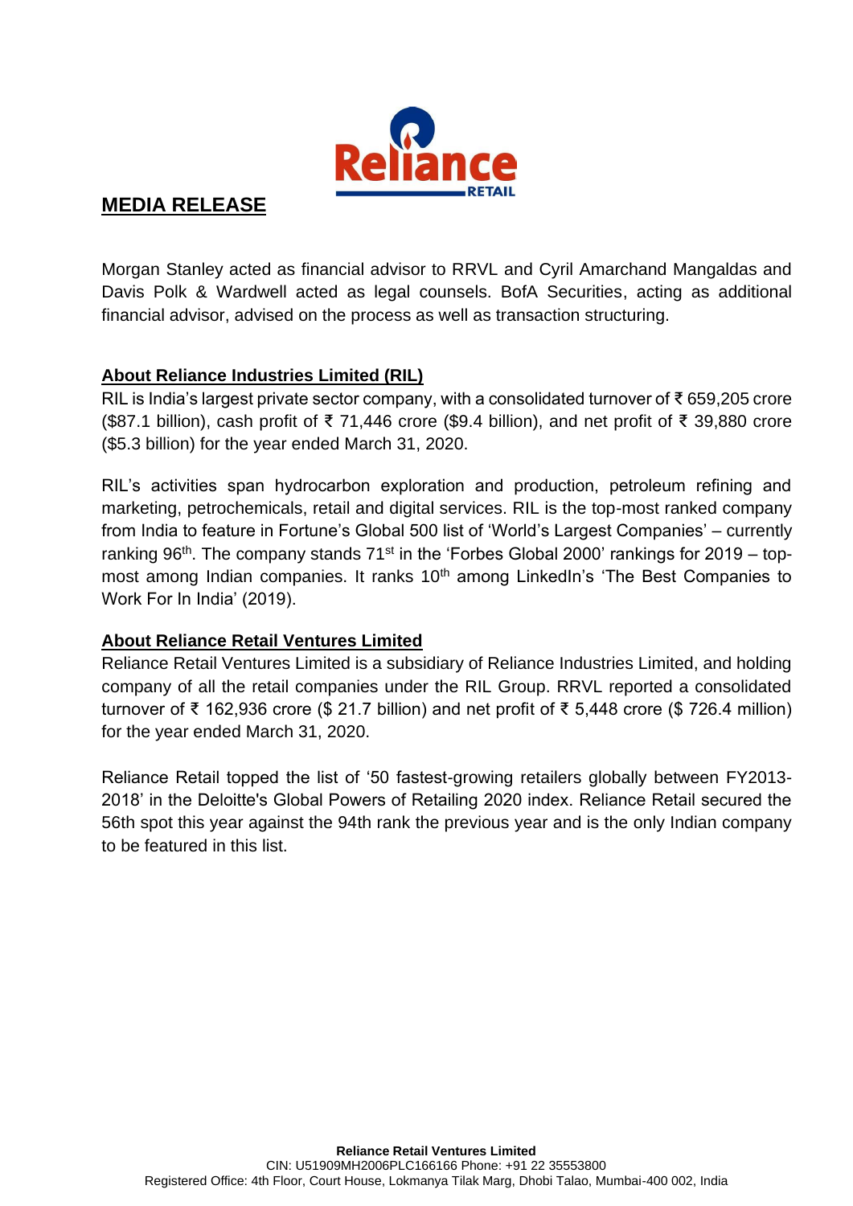## MEDIA RELEASE

Morgan Stanley acted as financial advisor to RRVL and Cyril Amarchand Mangaldas and Davis Polk & Wardwell acted as legal counsels. BofA Securities, acting as additional financial advisor, advised on the process as well as transaction structuring.

### About Reliance Industries Limited (RIL)

RIL is India's largest private sector company, with a consolidated turnover of ₹ 659,205 crore ($87.1 billion), cash profit of ₹ 71,446 crore ($9.4 billion), and net profit of ₹ 39,880 crore ($5.3 billion) for the year ended March 31, 2020.

RIL's activities span hydrocarbon exploration and production, petroleum refining and marketing, petrochemicals, retail and digital services. RIL is the top-most ranked company from India to feature in Fortune's Global 500 list of 'World's Largest Companies' – currently ranking 96th. The company stands 71st in the 'Forbes Global 2000' rankings for 2019 – top-most among Indian companies. It ranks 10th among LinkedIn's 'The Best Companies to Work For In India' (2019).

### About Reliance Retail Ventures Limited

Reliance Retail Ventures Limited is a subsidiary of Reliance Industries Limited, and holding company of all the retail companies under the RIL Group. RRVL reported a consolidated turnover of ₹ 162,936 crore ($ 21.7 billion) and net profit of ₹ 5,448 crore ($ 726.4 million) for the year ended March 31, 2020.

Reliance Retail topped the list of '50 fastest-growing retailers globally between FY2013-2018' in the Deloitte's Global Powers of Retailing 2020 index. Reliance Retail secured the 56th spot this year against the 94th rank the previous year and is the only Indian company to be featured in this list.